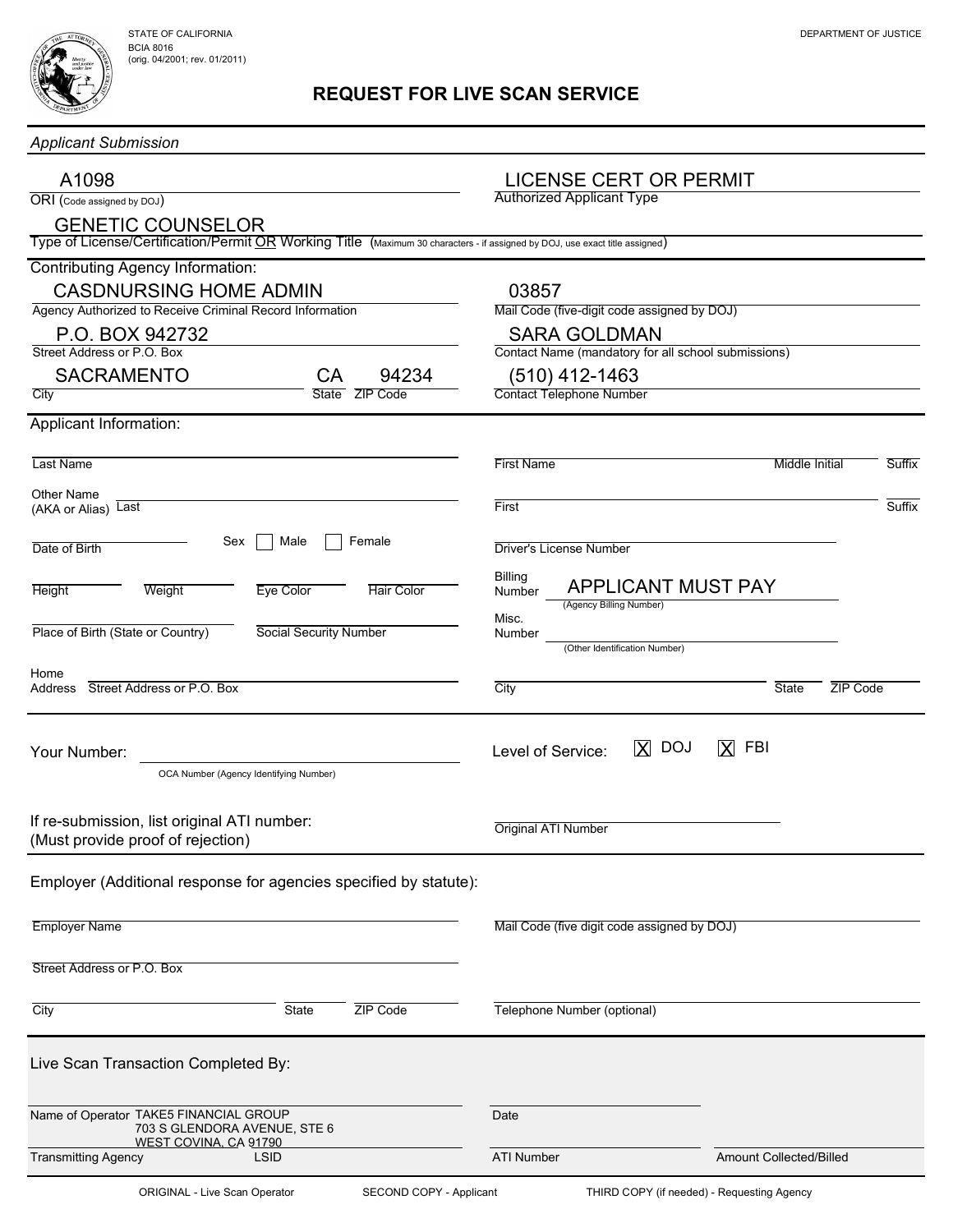STATE OF CALIFORNIA
BCIA 8016
(orig. 04/2001; rev. 01/2011)

DEPARTMENT OF JUSTICE

# REQUEST FOR LIVE SCAN SERVICE

*Applicant Submission*

**ORI** (Code assigned by DOJ): A1098

**Authorized Applicant Type:** LICENSE CERT OR PERMIT

**Type of License/Certification/Permit OR Working Title** (Maximum 30 characters - if assigned by DOJ, use exact title assigned): GENETIC COUNSELOR

## Contributing Agency Information:

**Agency Authorized to Receive Criminal Record Information:** CASDNURSING HOME ADMIN

**Mail Code** (five-digit code assigned by DOJ): 03857

**Street Address or P.O. Box:** P.O. BOX 942732

**Contact Name** (mandatory for all school submissions): SARA GOLDMAN

**City:** SACRAMENTO **State:** CA **ZIP Code:** 94234

**Contact Telephone Number:** (510) 412-1463

## Applicant Information:

Last Name: ______ First Name: ______ Middle Initial: ______ Suffix: ______

Other Name (AKA or Alias) Last: ______ First: ______ Suffix: ______

Date of Birth: ______ Sex ☐ Male ☐ Female

Driver's License Number: ______

Height: ______ Weight: ______ Eye Color: ______ Hair Color: ______

Billing Number: APPLICANT MUST PAY (Agency Billing Number)

Place of Birth (State or Country): ______ Social Security Number: ______

Misc. Number: ______ (Other Identification Number)

Home Address Street Address or P.O. Box: ______ City: ______ State: ______ ZIP Code: ______

Your Number: ______ OCA Number (Agency Identifying Number)

Level of Service: [X] DOJ [X] FBI

If re-submission, list original ATI number: (Must provide proof of rejection)

Original ATI Number: ______

## Employer (Additional response for agencies specified by statute):

Employer Name: ______

Mail Code (five digit code assigned by DOJ): ______

Street Address or P.O. Box: ______

City: ______ State: ______ ZIP Code: ______

Telephone Number (optional): ______

## Live Scan Transaction Completed By:

Name of Operator: TAKE5 FINANCIAL GROUP
703 S GLENDORA AVENUE, STE 6
WEST COVINA, CA 91790

Date: ______

Transmitting Agency: ______ LSID: ______

ATI Number: ______ Amount Collected/Billed: ______

ORIGINAL - Live Scan Operator SECOND COPY - Applicant THIRD COPY (if needed) - Requesting Agency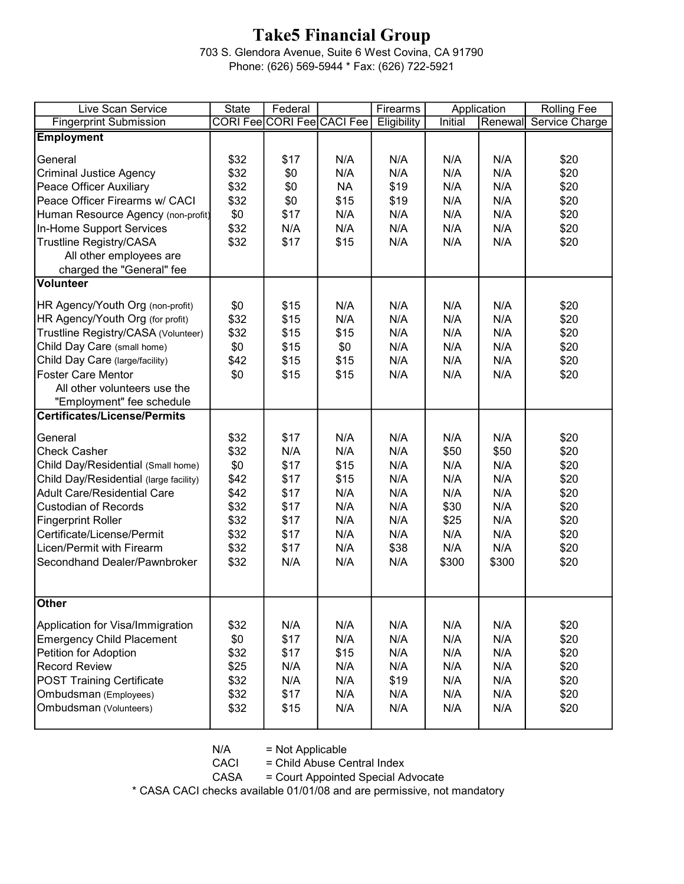# Take5 Financial Group

703 S. Glendora Avenue, Suite 6 West Covina, CA 91790
Phone: (626) 569-5944 * Fax: (626) 722-5921

| Live Scan Service | State | Federal | | Firearms | Application | | Rolling Fee |
|---|---|---|---|---|---|---|---|
| Fingerprint Submission | CORI Fee | CORI Fee | CACI Fee | Eligibility | Initial | Renewal | Service Charge |
| **Employment** | | | | | | | |
| General | $32 | $17 | N/A | N/A | N/A | N/A | $20 |
| Criminal Justice Agency | $32 | $0 | N/A | N/A | N/A | N/A | $20 |
| Peace Officer Auxiliary | $32 | $0 | NA | $19 | N/A | N/A | $20 |
| Peace Officer Firearms w/ CACI | $32 | $0 | $15 | $19 | N/A | N/A | $20 |
| Human Resource Agency (non-profit) | $0 | $17 | N/A | N/A | N/A | N/A | $20 |
| In-Home Support Services | $32 | N/A | N/A | N/A | N/A | N/A | $20 |
| Trustline Registry/CASA | $32 | $17 | $15 | N/A | N/A | N/A | $20 |
| All other employees are charged the "General" fee | | | | | | | |
| **Volunteer** | | | | | | | |
| HR Agency/Youth Org (non-profit) | $0 | $15 | N/A | N/A | N/A | N/A | $20 |
| HR Agency/Youth Org (for profit) | $32 | $15 | N/A | N/A | N/A | N/A | $20 |
| Trustline Registry/CASA (Volunteer) | $32 | $15 | $15 | N/A | N/A | N/A | $20 |
| Child Day Care (small home) | $0 | $15 | $0 | N/A | N/A | N/A | $20 |
| Child Day Care (large/facility) | $42 | $15 | $15 | N/A | N/A | N/A | $20 |
| Foster Care Mentor | $0 | $15 | $15 | N/A | N/A | N/A | $20 |
| All other volunteers use the "Employment" fee schedule | | | | | | | |
| **Certificates/License/Permits** | | | | | | | |
| General | $32 | $17 | N/A | N/A | N/A | N/A | $20 |
| Check Casher | $32 | N/A | N/A | N/A | $50 | $50 | $20 |
| Child Day/Residential (Small home) | $0 | $17 | $15 | N/A | N/A | N/A | $20 |
| Child Day/Residential (large facility) | $42 | $17 | $15 | N/A | N/A | N/A | $20 |
| Adult Care/Residential Care | $42 | $17 | N/A | N/A | N/A | N/A | $20 |
| Custodian of Records | $32 | $17 | N/A | N/A | $30 | N/A | $20 |
| Fingerprint Roller | $32 | $17 | N/A | N/A | $25 | N/A | $20 |
| Certificate/License/Permit | $32 | $17 | N/A | N/A | N/A | N/A | $20 |
| Licen/Permit with Firearm | $32 | $17 | N/A | $38 | N/A | N/A | $20 |
| Secondhand Dealer/Pawnbroker | $32 | N/A | N/A | N/A | $300 | $300 | $20 |
| **Other** | | | | | | | |
| Application for Visa/Immigration | $32 | N/A | N/A | N/A | N/A | N/A | $20 |
| Emergency Child Placement | $0 | $17 | N/A | N/A | N/A | N/A | $20 |
| Petition for Adoption | $32 | $17 | $15 | N/A | N/A | N/A | $20 |
| Record Review | $25 | N/A | N/A | N/A | N/A | N/A | $20 |
| POST Training Certificate | $32 | N/A | N/A | $19 | N/A | N/A | $20 |
| Ombudsman (Employees) | $32 | $17 | N/A | N/A | N/A | N/A | $20 |
| Ombudsman (Volunteers) | $32 | $15 | N/A | N/A | N/A | N/A | $20 |

N/A = Not Applicable
CACI = Child Abuse Central Index
CASA = Court Appointed Special Advocate

* CASA CACI checks available 01/01/08 and are permissive, not mandatory